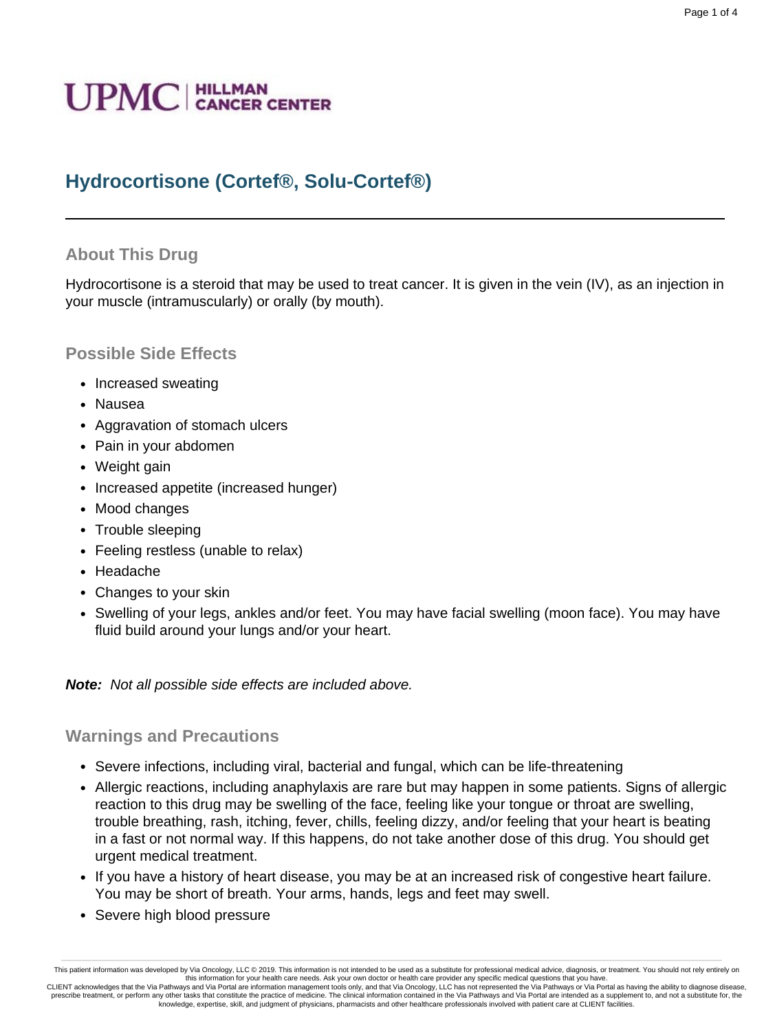UPMC | HILLMAN CANCER CENTER

# Hydrocortisone (Cortef®, Solu-Cortef®)

## About This Drug

Hydrocortisone is a steroid that may be used to treat cancer. It is given in the vein (IV), as an injection in your muscle (intramuscularly) or orally (by mouth).

## Possible Side Effects

- Increased sweating
- Nausea
- Aggravation of stomach ulcers
- Pain in your abdomen
- Weight gain
- Increased appetite (increased hunger)
- Mood changes
- Trouble sleeping
- Feeling restless (unable to relax)
- Headache
- Changes to your skin
- Swelling of your legs, ankles and/or feet. You may have facial swelling (moon face). You may have fluid build around your lungs and/or your heart.

***Note:*** *Not all possible side effects are included above.*

## Warnings and Precautions

- Severe infections, including viral, bacterial and fungal, which can be life-threatening
- Allergic reactions, including anaphylaxis are rare but may happen in some patients. Signs of allergic reaction to this drug may be swelling of the face, feeling like your tongue or throat are swelling, trouble breathing, rash, itching, fever, chills, feeling dizzy, and/or feeling that your heart is beating in a fast or not normal way. If this happens, do not take another dose of this drug. You should get urgent medical treatment.
- If you have a history of heart disease, you may be at an increased risk of congestive heart failure. You may be short of breath. Your arms, hands, legs and feet may swell.
- Severe high blood pressure

This patient information was developed by Via Oncology, LLC © 2019. This information is not intended to be used as a substitute for professional medical advice, diagnosis, or treatment. You should not rely entirely on this information for your health care needs. Ask your own doctor or health care provider any specific medical questions that you have.
CLIENT acknowledges that the Via Pathways and Via Portal are information management tools only, and that Via Oncology, LLC has not represented the Via Pathways or Via Portal as having the ability to diagnose disease, prescribe treatment, or perform any other tasks that constitute the practice of medicine. The clinical information contained in the Via Pathways and Via Portal are intended as a supplement to, and not a substitute for, the knowledge, expertise, skill, and judgment of physicians, pharmacists and other healthcare professionals involved with patient care at CLIENT facilities.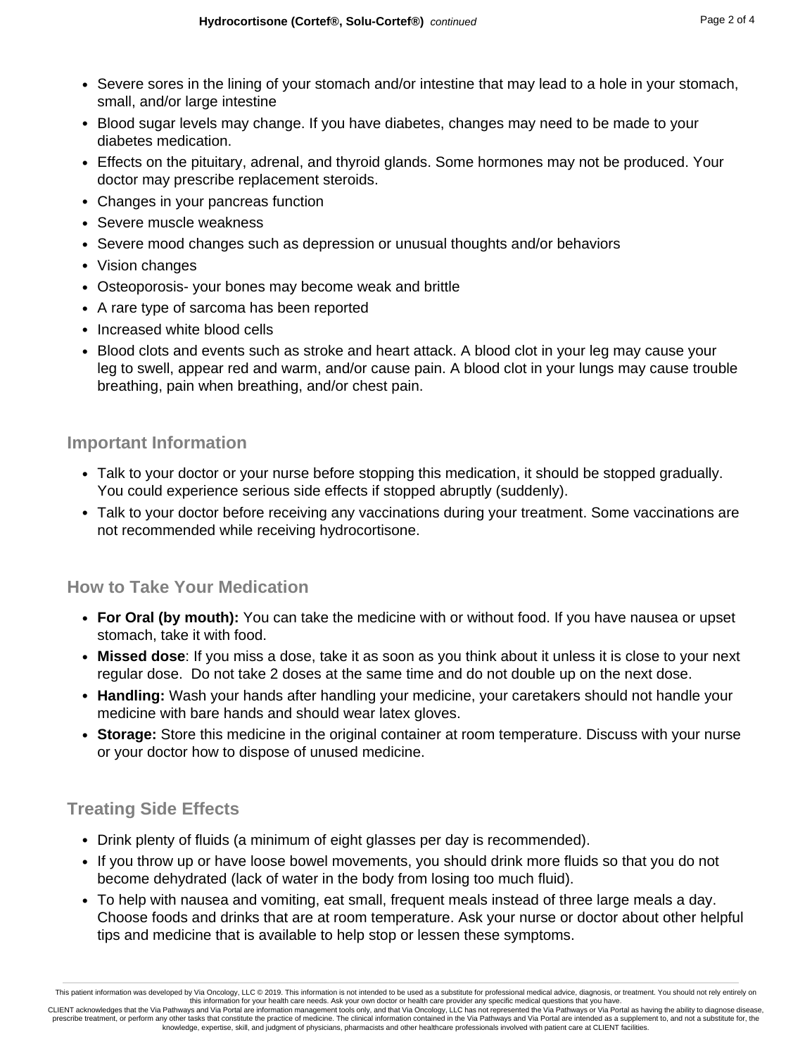- Severe sores in the lining of your stomach and/or intestine that may lead to a hole in your stomach, small, and/or large intestine
- Blood sugar levels may change. If you have diabetes, changes may need to be made to your diabetes medication.
- Effects on the pituitary, adrenal, and thyroid glands. Some hormones may not be produced. Your doctor may prescribe replacement steroids.
- Changes in your pancreas function
- Severe muscle weakness
- Severe mood changes such as depression or unusual thoughts and/or behaviors
- Vision changes
- Osteoporosis- your bones may become weak and brittle
- A rare type of sarcoma has been reported
- Increased white blood cells
- Blood clots and events such as stroke and heart attack. A blood clot in your leg may cause your leg to swell, appear red and warm, and/or cause pain. A blood clot in your lungs may cause trouble breathing, pain when breathing, and/or chest pain.

## Important Information

- Talk to your doctor or your nurse before stopping this medication, it should be stopped gradually. You could experience serious side effects if stopped abruptly (suddenly).
- Talk to your doctor before receiving any vaccinations during your treatment. Some vaccinations are not recommended while receiving hydrocortisone.

## How to Take Your Medication

- **For Oral (by mouth):** You can take the medicine with or without food. If you have nausea or upset stomach, take it with food.
- **Missed dose**: If you miss a dose, take it as soon as you think about it unless it is close to your next regular dose. Do not take 2 doses at the same time and do not double up on the next dose.
- **Handling:** Wash your hands after handling your medicine, your caretakers should not handle your medicine with bare hands and should wear latex gloves.
- **Storage:** Store this medicine in the original container at room temperature. Discuss with your nurse or your doctor how to dispose of unused medicine.

## Treating Side Effects

- Drink plenty of fluids (a minimum of eight glasses per day is recommended).
- If you throw up or have loose bowel movements, you should drink more fluids so that you do not become dehydrated (lack of water in the body from losing too much fluid).
- To help with nausea and vomiting, eat small, frequent meals instead of three large meals a day. Choose foods and drinks that are at room temperature. Ask your nurse or doctor about other helpful tips and medicine that is available to help stop or lessen these symptoms.

This patient information was developed by Via Oncology, LLC © 2019. This information is not intended to be used as a substitute for professional medical advice, diagnosis, or treatment. You should not rely entirely on this information for your health care needs. Ask your own doctor or health care provider any specific medical questions that you have.
CLIENT acknowledges that the Via Pathways and Via Portal are information management tools only, and that Via Oncology, LLC has not represented the Via Pathways or Via Portal as having the ability to diagnose disease, prescribe treatment, or perform any other tasks that constitute the practice of medicine. The clinical information contained in the Via Pathways and Via Portal are intended as a supplement to, and not a substitute for, the knowledge, expertise, skill, and judgment of physicians, pharmacists and other healthcare professionals involved with patient care at CLIENT facilities.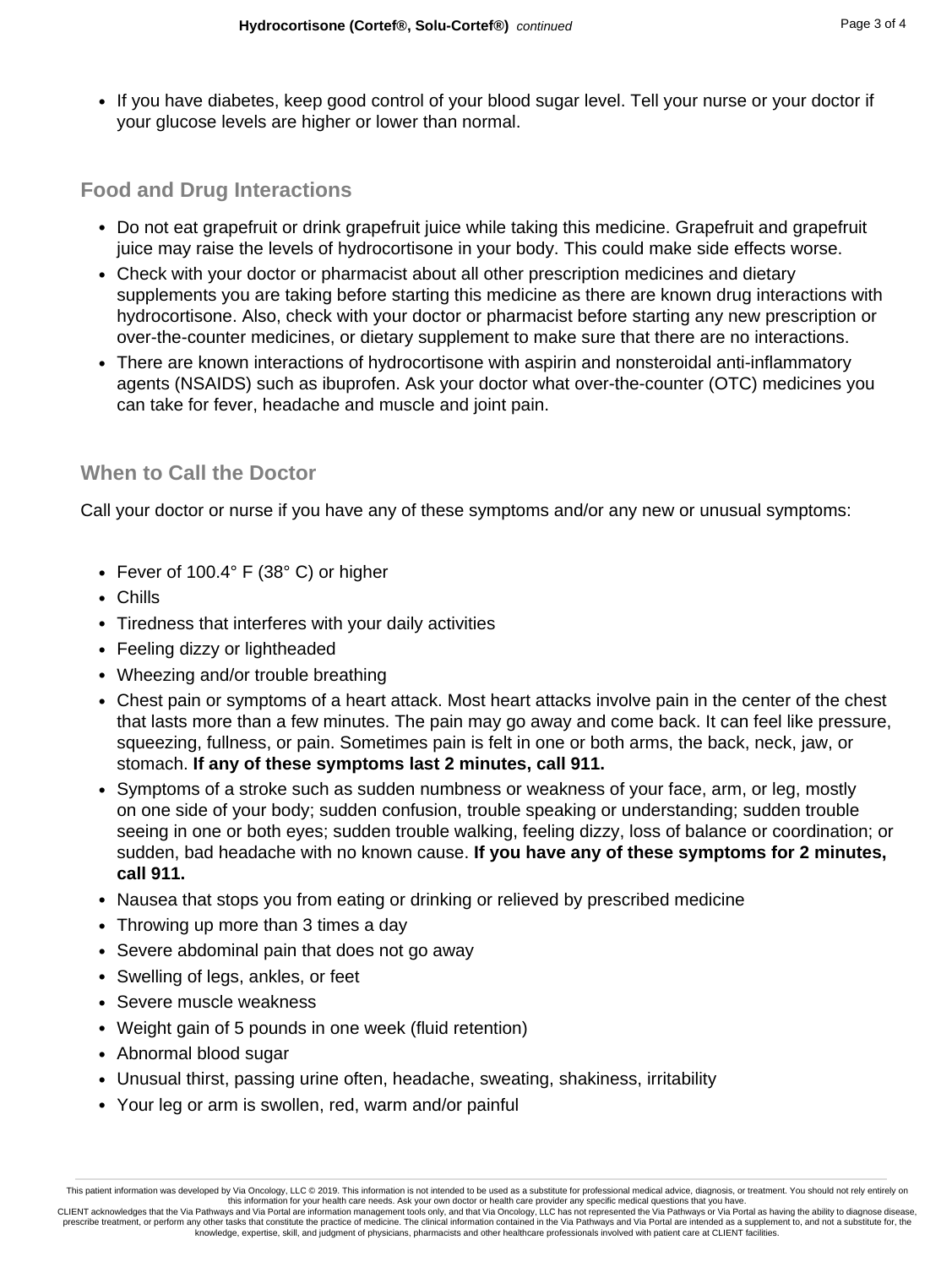- If you have diabetes, keep good control of your blood sugar level. Tell your nurse or your doctor if your glucose levels are higher or lower than normal.

## Food and Drug Interactions

- Do not eat grapefruit or drink grapefruit juice while taking this medicine. Grapefruit and grapefruit juice may raise the levels of hydrocortisone in your body. This could make side effects worse.
- Check with your doctor or pharmacist about all other prescription medicines and dietary supplements you are taking before starting this medicine as there are known drug interactions with hydrocortisone. Also, check with your doctor or pharmacist before starting any new prescription or over-the-counter medicines, or dietary supplement to make sure that there are no interactions.
- There are known interactions of hydrocortisone with aspirin and nonsteroidal anti-inflammatory agents (NSAIDS) such as ibuprofen. Ask your doctor what over-the-counter (OTC) medicines you can take for fever, headache and muscle and joint pain.

## When to Call the Doctor

Call your doctor or nurse if you have any of these symptoms and/or any new or unusual symptoms:

- Fever of 100.4° F (38° C) or higher
- Chills
- Tiredness that interferes with your daily activities
- Feeling dizzy or lightheaded
- Wheezing and/or trouble breathing
- Chest pain or symptoms of a heart attack. Most heart attacks involve pain in the center of the chest that lasts more than a few minutes. The pain may go away and come back. It can feel like pressure, squeezing, fullness, or pain. Sometimes pain is felt in one or both arms, the back, neck, jaw, or stomach. **If any of these symptoms last 2 minutes, call 911.**
- Symptoms of a stroke such as sudden numbness or weakness of your face, arm, or leg, mostly on one side of your body; sudden confusion, trouble speaking or understanding; sudden trouble seeing in one or both eyes; sudden trouble walking, feeling dizzy, loss of balance or coordination; or sudden, bad headache with no known cause. **If you have any of these symptoms for 2 minutes, call 911.**
- Nausea that stops you from eating or drinking or relieved by prescribed medicine
- Throwing up more than 3 times a day
- Severe abdominal pain that does not go away
- Swelling of legs, ankles, or feet
- Severe muscle weakness
- Weight gain of 5 pounds in one week (fluid retention)
- Abnormal blood sugar
- Unusual thirst, passing urine often, headache, sweating, shakiness, irritability
- Your leg or arm is swollen, red, warm and/or painful

This patient information was developed by Via Oncology, LLC © 2019. This information is not intended to be used as a substitute for professional medical advice, diagnosis, or treatment. You should not rely entirely on this information for your health care needs. Ask your own doctor or health care provider any specific medical questions that you have.
CLIENT acknowledges that the Via Pathways and Via Portal are information management tools only, and that Via Oncology, LLC has not represented the Via Pathways or Via Portal as having the ability to diagnose disease, prescribe treatment, or perform any other tasks that constitute the practice of medicine. The clinical information contained in the Via Pathways and Via Portal are intended as a supplement to, and not a substitute for, the knowledge, expertise, skill, and judgment of physicians, pharmacists and other healthcare professionals involved with patient care at CLIENT facilities.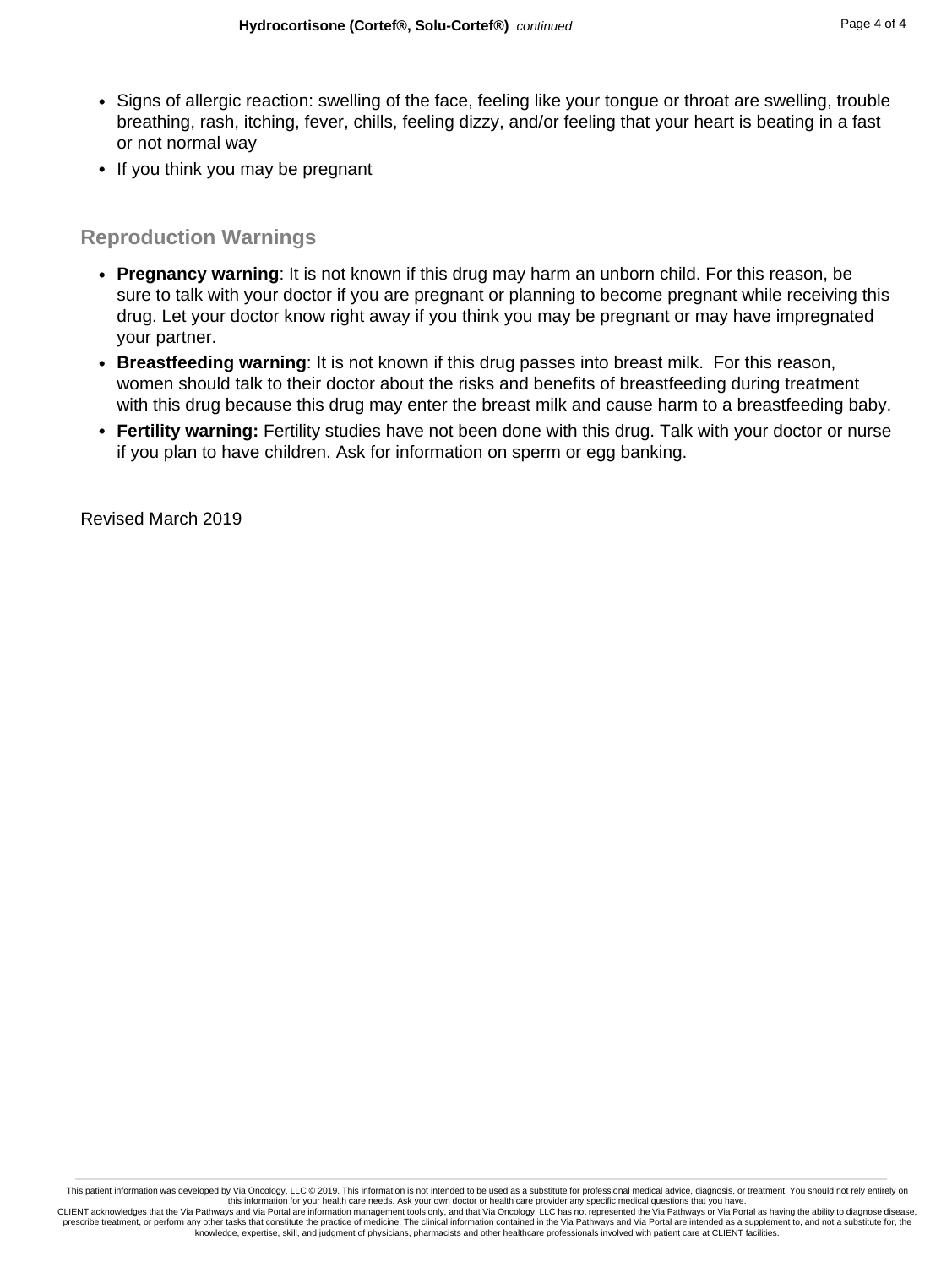- Signs of allergic reaction: swelling of the face, feeling like your tongue or throat are swelling, trouble breathing, rash, itching, fever, chills, feeling dizzy, and/or feeling that your heart is beating in a fast or not normal way
- If you think you may be pregnant

## Reproduction Warnings

- **Pregnancy warning**: It is not known if this drug may harm an unborn child. For this reason, be sure to talk with your doctor if you are pregnant or planning to become pregnant while receiving this drug. Let your doctor know right away if you think you may be pregnant or may have impregnated your partner.
- **Breastfeeding warning**: It is not known if this drug passes into breast milk. For this reason, women should talk to their doctor about the risks and benefits of breastfeeding during treatment with this drug because this drug may enter the breast milk and cause harm to a breastfeeding baby.
- **Fertility warning:** Fertility studies have not been done with this drug. Talk with your doctor or nurse if you plan to have children. Ask for information on sperm or egg banking.

Revised March 2019

This patient information was developed by Via Oncology, LLC © 2019. This information is not intended to be used as a substitute for professional medical advice, diagnosis, or treatment. You should not rely entirely on this information for your health care needs. Ask your own doctor or health care provider any specific medical questions that you have.
CLIENT acknowledges that the Via Pathways and Via Portal are information management tools only, and that Via Oncology, LLC has not represented the Via Pathways or Via Portal as having the ability to diagnose disease, prescribe treatment, or perform any other tasks that constitute the practice of medicine. The clinical information contained in the Via Pathways and Via Portal are intended as a supplement to, and not a substitute for, the knowledge, expertise, skill, and judgment of physicians, pharmacists and other healthcare professionals involved with patient care at CLIENT facilities.